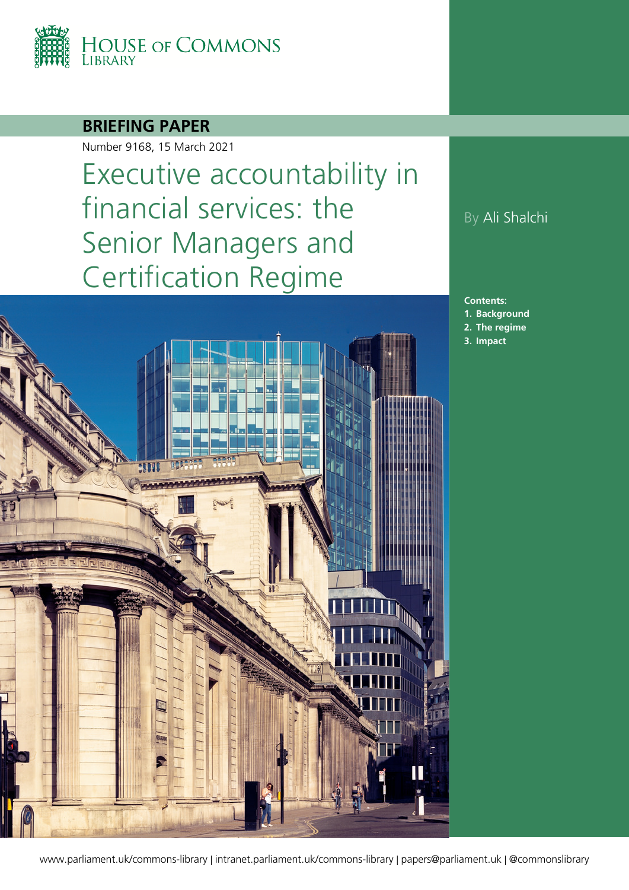House of Commons Library

**BRIEFING PAPER**

Number 9168, 15 March 2021

# Executive accountability in financial services: the Senior Managers and Certification Regime

By Ali Shalchi

**Contents:**

1. **Background**
2. **The regime**
3. **Impact**

www.parliament.uk/commons-library | intranet.parliament.uk/commons-library | papers@parliament.uk | @commonslibrary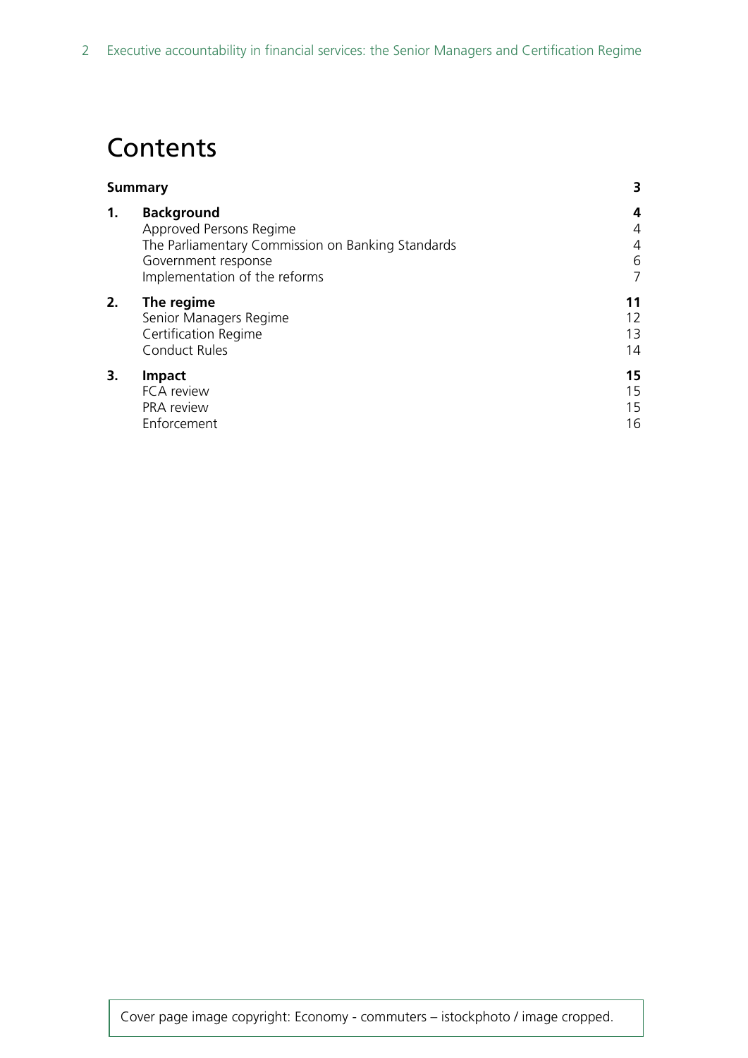# Contents

| | | |
|---|---|---|
| **Summary** | | **3** |
| **1.** | **Background** | **4** |
| | Approved Persons Regime | 4 |
| | The Parliamentary Commission on Banking Standards | 4 |
| | Government response | 6 |
| | Implementation of the reforms | 7 |
| **2.** | **The regime** | **11** |
| | Senior Managers Regime | 12 |
| | Certification Regime | 13 |
| | Conduct Rules | 14 |
| **3.** | **Impact** | **15** |
| | FCA review | 15 |
| | PRA review | 15 |
| | Enforcement | 16 |

Cover page image copyright: Economy - commuters – istockphoto / image cropped.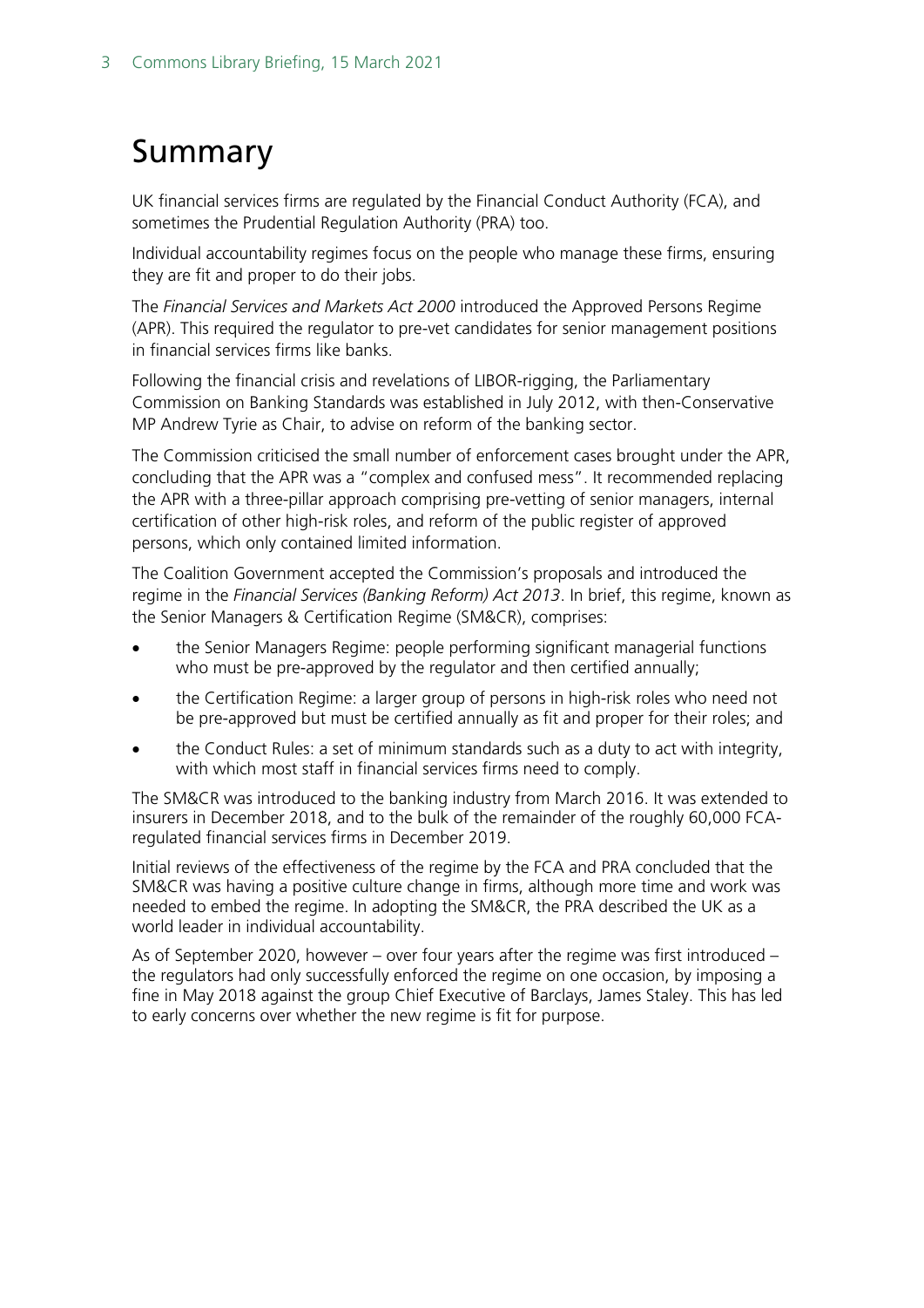# Summary

UK financial services firms are regulated by the Financial Conduct Authority (FCA), and sometimes the Prudential Regulation Authority (PRA) too.

Individual accountability regimes focus on the people who manage these firms, ensuring they are fit and proper to do their jobs.

The *Financial Services and Markets Act 2000* introduced the Approved Persons Regime (APR). This required the regulator to pre-vet candidates for senior management positions in financial services firms like banks.

Following the financial crisis and revelations of LIBOR-rigging, the Parliamentary Commission on Banking Standards was established in July 2012, with then-Conservative MP Andrew Tyrie as Chair, to advise on reform of the banking sector.

The Commission criticised the small number of enforcement cases brought under the APR, concluding that the APR was a "complex and confused mess". It recommended replacing the APR with a three-pillar approach comprising pre-vetting of senior managers, internal certification of other high-risk roles, and reform of the public register of approved persons, which only contained limited information.

The Coalition Government accepted the Commission's proposals and introduced the regime in the *Financial Services (Banking Reform) Act 2013*. In brief, this regime, known as the Senior Managers & Certification Regime (SM&CR), comprises:

- the Senior Managers Regime: people performing significant managerial functions who must be pre-approved by the regulator and then certified annually;
- the Certification Regime: a larger group of persons in high-risk roles who need not be pre-approved but must be certified annually as fit and proper for their roles; and
- the Conduct Rules: a set of minimum standards such as a duty to act with integrity, with which most staff in financial services firms need to comply.

The SM&CR was introduced to the banking industry from March 2016. It was extended to insurers in December 2018, and to the bulk of the remainder of the roughly 60,000 FCA-regulated financial services firms in December 2019.

Initial reviews of the effectiveness of the regime by the FCA and PRA concluded that the SM&CR was having a positive culture change in firms, although more time and work was needed to embed the regime. In adopting the SM&CR, the PRA described the UK as a world leader in individual accountability.

As of September 2020, however – over four years after the regime was first introduced – the regulators had only successfully enforced the regime on one occasion, by imposing a fine in May 2018 against the group Chief Executive of Barclays, James Staley. This has led to early concerns over whether the new regime is fit for purpose.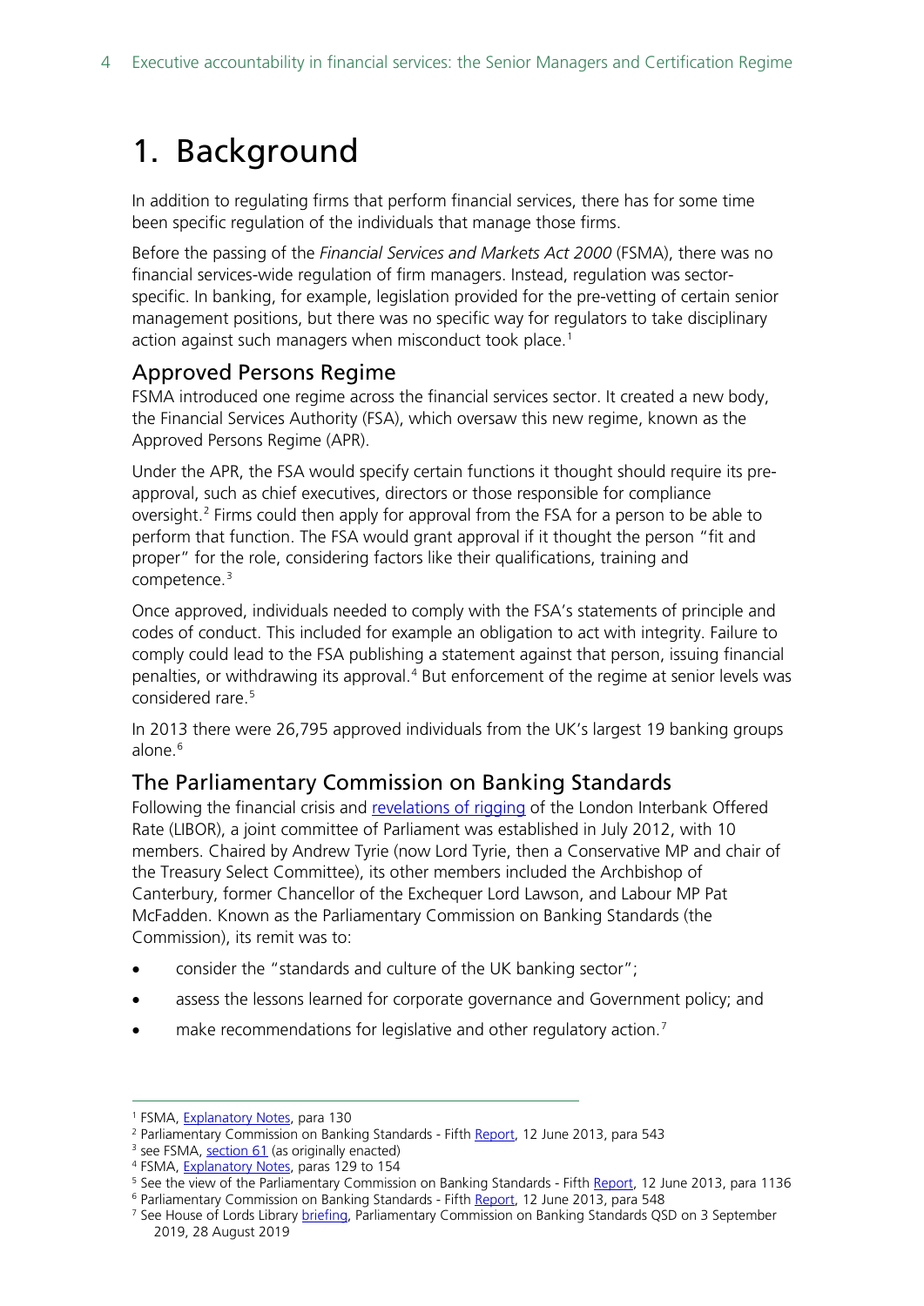# 1. Background

In addition to regulating firms that perform financial services, there has for some time been specific regulation of the individuals that manage those firms.

Before the passing of the *Financial Services and Markets Act 2000* (FSMA), there was no financial services-wide regulation of firm managers. Instead, regulation was sector-specific. In banking, for example, legislation provided for the pre-vetting of certain senior management positions, but there was no specific way for regulators to take disciplinary action against such managers when misconduct took place.[1]

## Approved Persons Regime

FSMA introduced one regime across the financial services sector. It created a new body, the Financial Services Authority (FSA), which oversaw this new regime, known as the Approved Persons Regime (APR).

Under the APR, the FSA would specify certain functions it thought should require its pre-approval, such as chief executives, directors or those responsible for compliance oversight.[2] Firms could then apply for approval from the FSA for a person to be able to perform that function. The FSA would grant approval if it thought the person "fit and proper" for the role, considering factors like their qualifications, training and competence.[3]

Once approved, individuals needed to comply with the FSA's statements of principle and codes of conduct. This included for example an obligation to act with integrity. Failure to comply could lead to the FSA publishing a statement against that person, issuing financial penalties, or withdrawing its approval.[4] But enforcement of the regime at senior levels was considered rare.[5]

In 2013 there were 26,795 approved individuals from the UK's largest 19 banking groups alone.[6]

## The Parliamentary Commission on Banking Standards

Following the financial crisis and revelations of rigging of the London Interbank Offered Rate (LIBOR), a joint committee of Parliament was established in July 2012, with 10 members. Chaired by Andrew Tyrie (now Lord Tyrie, then a Conservative MP and chair of the Treasury Select Committee), its other members included the Archbishop of Canterbury, former Chancellor of the Exchequer Lord Lawson, and Labour MP Pat McFadden. Known as the Parliamentary Commission on Banking Standards (the Commission), its remit was to:

- consider the "standards and culture of the UK banking sector";
- assess the lessons learned for corporate governance and Government policy; and
- make recommendations for legislative and other regulatory action.[7]

---

[1] FSMA, Explanatory Notes, para 130

[2] Parliamentary Commission on Banking Standards - Fifth Report, 12 June 2013, para 543

[3] see FSMA, section 61 (as originally enacted)

[4] FSMA, Explanatory Notes, paras 129 to 154

[5] See the view of the Parliamentary Commission on Banking Standards - Fifth Report, 12 June 2013, para 1136

[6] Parliamentary Commission on Banking Standards - Fifth Report, 12 June 2013, para 548

[7] See House of Lords Library briefing, Parliamentary Commission on Banking Standards QSD on 3 September 2019, 28 August 2019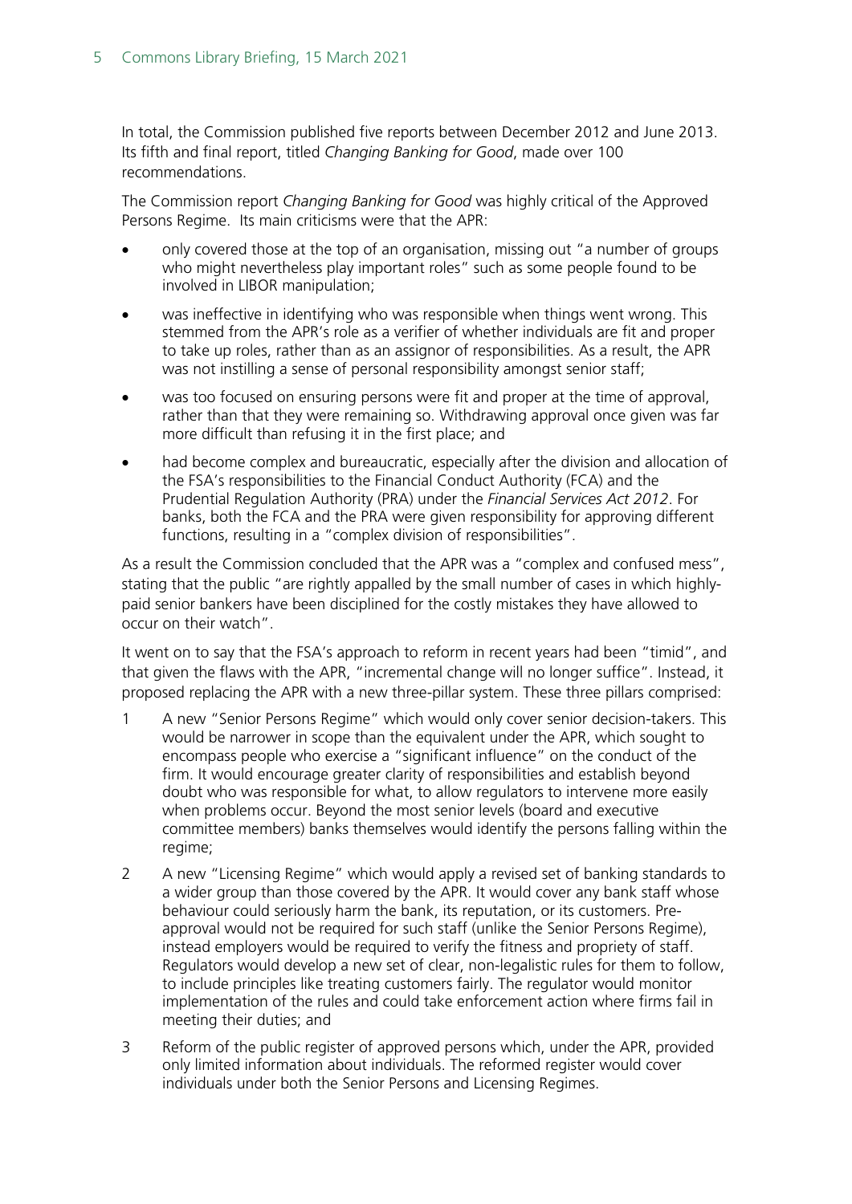In total, the Commission published five reports between December 2012 and June 2013. Its fifth and final report, titled *Changing Banking for Good*, made over 100 recommendations.

The Commission report *Changing Banking for Good* was highly critical of the Approved Persons Regime. Its main criticisms were that the APR:

- only covered those at the top of an organisation, missing out "a number of groups who might nevertheless play important roles" such as some people found to be involved in LIBOR manipulation;
- was ineffective in identifying who was responsible when things went wrong. This stemmed from the APR's role as a verifier of whether individuals are fit and proper to take up roles, rather than as an assignor of responsibilities. As a result, the APR was not instilling a sense of personal responsibility amongst senior staff;
- was too focused on ensuring persons were fit and proper at the time of approval, rather than that they were remaining so. Withdrawing approval once given was far more difficult than refusing it in the first place; and
- had become complex and bureaucratic, especially after the division and allocation of the FSA's responsibilities to the Financial Conduct Authority (FCA) and the Prudential Regulation Authority (PRA) under the *Financial Services Act 2012*. For banks, both the FCA and the PRA were given responsibility for approving different functions, resulting in a "complex division of responsibilities".

As a result the Commission concluded that the APR was a "complex and confused mess", stating that the public "are rightly appalled by the small number of cases in which highly-paid senior bankers have been disciplined for the costly mistakes they have allowed to occur on their watch".

It went on to say that the FSA's approach to reform in recent years had been "timid", and that given the flaws with the APR, "incremental change will no longer suffice". Instead, it proposed replacing the APR with a new three-pillar system. These three pillars comprised:

1. A new "Senior Persons Regime" which would only cover senior decision-takers. This would be narrower in scope than the equivalent under the APR, which sought to encompass people who exercise a "significant influence" on the conduct of the firm. It would encourage greater clarity of responsibilities and establish beyond doubt who was responsible for what, to allow regulators to intervene more easily when problems occur. Beyond the most senior levels (board and executive committee members) banks themselves would identify the persons falling within the regime;
2. A new "Licensing Regime" which would apply a revised set of banking standards to a wider group than those covered by the APR. It would cover any bank staff whose behaviour could seriously harm the bank, its reputation, or its customers. Pre-approval would not be required for such staff (unlike the Senior Persons Regime), instead employers would be required to verify the fitness and propriety of staff. Regulators would develop a new set of clear, non-legalistic rules for them to follow, to include principles like treating customers fairly. The regulator would monitor implementation of the rules and could take enforcement action where firms fail in meeting their duties; and
3. Reform of the public register of approved persons which, under the APR, provided only limited information about individuals. The reformed register would cover individuals under both the Senior Persons and Licensing Regimes.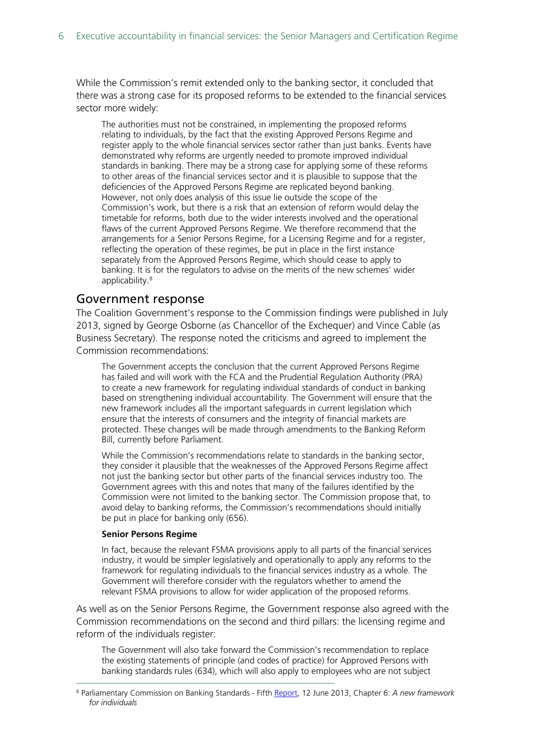While the Commission's remit extended only to the banking sector, it concluded that there was a strong case for its proposed reforms to be extended to the financial services sector more widely:

> The authorities must not be constrained, in implementing the proposed reforms relating to individuals, by the fact that the existing Approved Persons Regime and register apply to the whole financial services sector rather than just banks. Events have demonstrated why reforms are urgently needed to promote improved individual standards in banking. There may be a strong case for applying some of these reforms to other areas of the financial services sector and it is plausible to suppose that the deficiencies of the Approved Persons Regime are replicated beyond banking. However, not only does analysis of this issue lie outside the scope of the Commission's work, but there is a risk that an extension of reform would delay the timetable for reforms, both due to the wider interests involved and the operational flaws of the current Approved Persons Regime. We therefore recommend that the arrangements for a Senior Persons Regime, for a Licensing Regime and for a register, reflecting the operation of these regimes, be put in place in the first instance separately from the Approved Persons Regime, which should cease to apply to banking. It is for the regulators to advise on the merits of the new schemes' wider applicability.[8]

## Government response

The Coalition Government's response to the Commission findings were published in July 2013, signed by George Osborne (as Chancellor of the Exchequer) and Vince Cable (as Business Secretary). The response noted the criticisms and agreed to implement the Commission recommendations:

> The Government accepts the conclusion that the current Approved Persons Regime has failed and will work with the FCA and the Prudential Regulation Authority (PRA) to create a new framework for regulating individual standards of conduct in banking based on strengthening individual accountability. The Government will ensure that the new framework includes all the important safeguards in current legislation which ensure that the interests of consumers and the integrity of financial markets are protected. These changes will be made through amendments to the Banking Reform Bill, currently before Parliament.
>
> While the Commission's recommendations relate to standards in the banking sector, they consider it plausible that the weaknesses of the Approved Persons Regime affect not just the banking sector but other parts of the financial services industry too. The Government agrees with this and notes that many of the failures identified by the Commission were not limited to the banking sector. The Commission propose that, to avoid delay to banking reforms, the Commission's recommendations should initially be put in place for banking only (656).
>
> **Senior Persons Regime**
>
> In fact, because the relevant FSMA provisions apply to all parts of the financial services industry, it would be simpler legislatively and operationally to apply any reforms to the framework for regulating individuals to the financial services industry as a whole. The Government will therefore consider with the regulators whether to amend the relevant FSMA provisions to allow for wider application of the proposed reforms.

As well as on the Senior Persons Regime, the Government response also agreed with the Commission recommendations on the second and third pillars: the licensing regime and reform of the individuals register:

> The Government will also take forward the Commission's recommendation to replace the existing statements of principle (and codes of practice) for Approved Persons with banking standards rules (634), which will also apply to employees who are not subject

---

[8] Parliamentary Commission on Banking Standards - Fifth Report, 12 June 2013, Chapter 6: *A new framework for individuals*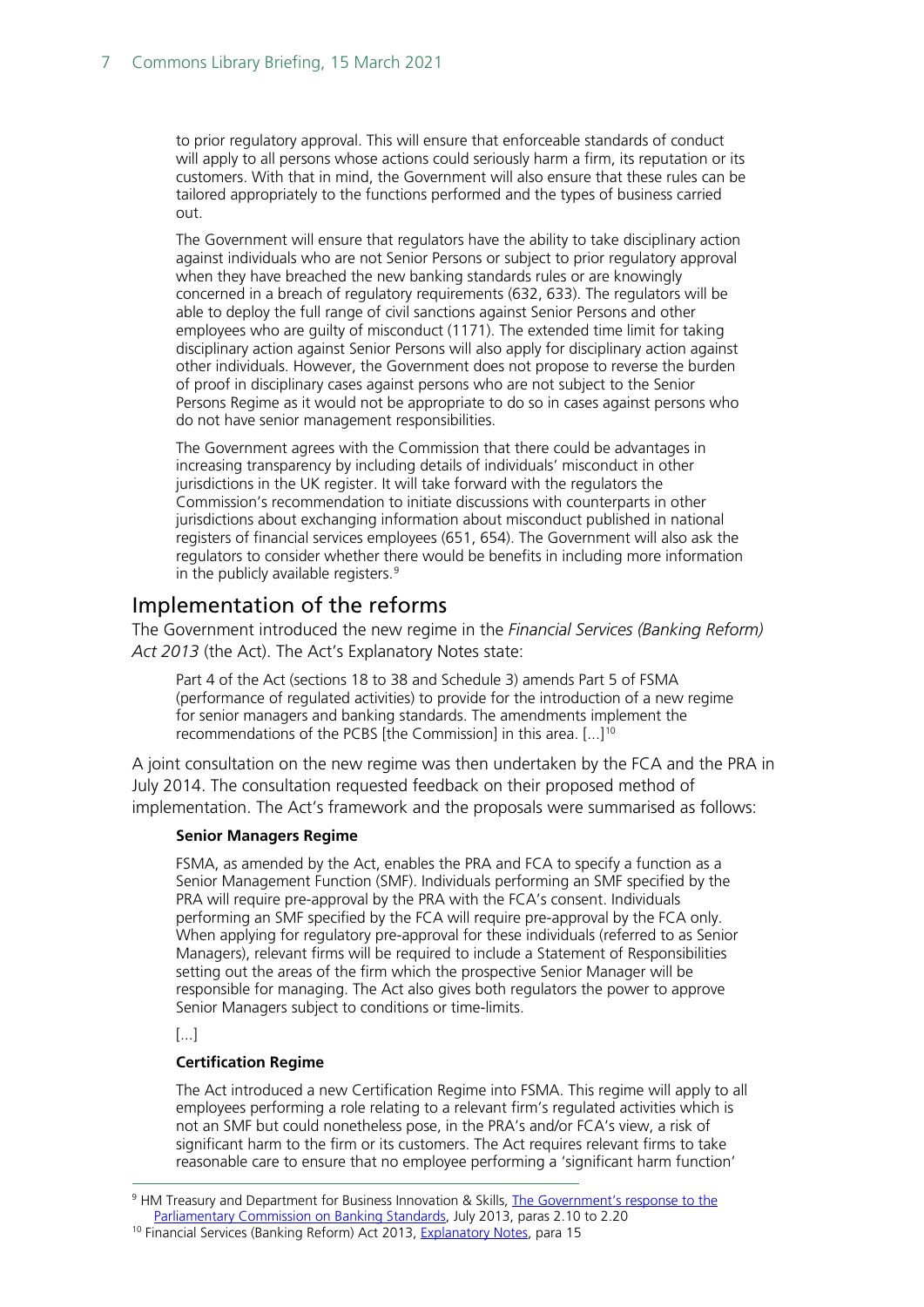> to prior regulatory approval. This will ensure that enforceable standards of conduct will apply to all persons whose actions could seriously harm a firm, its reputation or its customers. With that in mind, the Government will also ensure that these rules can be tailored appropriately to the functions performed and the types of business carried out.
>
> The Government will ensure that regulators have the ability to take disciplinary action against individuals who are not Senior Persons or subject to prior regulatory approval when they have breached the new banking standards rules or are knowingly concerned in a breach of regulatory requirements (632, 633). The regulators will be able to deploy the full range of civil sanctions against Senior Persons and other employees who are guilty of misconduct (1171). The extended time limit for taking disciplinary action against Senior Persons will also apply for disciplinary action against other individuals. However, the Government does not propose to reverse the burden of proof in disciplinary cases against persons who are not subject to the Senior Persons Regime as it would not be appropriate to do so in cases against persons who do not have senior management responsibilities.
>
> The Government agrees with the Commission that there could be advantages in increasing transparency by including details of individuals' misconduct in other jurisdictions in the UK register. It will take forward with the regulators the Commission's recommendation to initiate discussions with counterparts in other jurisdictions about exchanging information about misconduct published in national registers of financial services employees (651, 654). The Government will also ask the regulators to consider whether there would be benefits in including more information in the publicly available registers.[9]

## Implementation of the reforms

The Government introduced the new regime in the *Financial Services (Banking Reform) Act 2013* (the Act). The Act's Explanatory Notes state:

> Part 4 of the Act (sections 18 to 38 and Schedule 3) amends Part 5 of FSMA (performance of regulated activities) to provide for the introduction of a new regime for senior managers and banking standards. The amendments implement the recommendations of the PCBS [the Commission] in this area. [...][10]

A joint consultation on the new regime was then undertaken by the FCA and the PRA in July 2014. The consultation requested feedback on their proposed method of implementation. The Act's framework and the proposals were summarised as follows:

> **Senior Managers Regime**
>
> FSMA, as amended by the Act, enables the PRA and FCA to specify a function as a Senior Management Function (SMF). Individuals performing an SMF specified by the PRA will require pre-approval by the PRA with the FCA's consent. Individuals performing an SMF specified by the FCA will require pre-approval by the FCA only. When applying for regulatory pre-approval for these individuals (referred to as Senior Managers), relevant firms will be required to include a Statement of Responsibilities setting out the areas of the firm which the prospective Senior Manager will be responsible for managing. The Act also gives both regulators the power to approve Senior Managers subject to conditions or time-limits.
>
> [...]
>
> **Certification Regime**
>
> The Act introduced a new Certification Regime into FSMA. This regime will apply to all employees performing a role relating to a relevant firm's regulated activities which is not an SMF but could nonetheless pose, in the PRA's and/or FCA's view, a risk of significant harm to the firm or its customers. The Act requires relevant firms to take reasonable care to ensure that no employee performing a 'significant harm function'

---

[9] HM Treasury and Department for Business Innovation & Skills, The Government's response to the Parliamentary Commission on Banking Standards, July 2013, paras 2.10 to 2.20

[10] Financial Services (Banking Reform) Act 2013, Explanatory Notes, para 15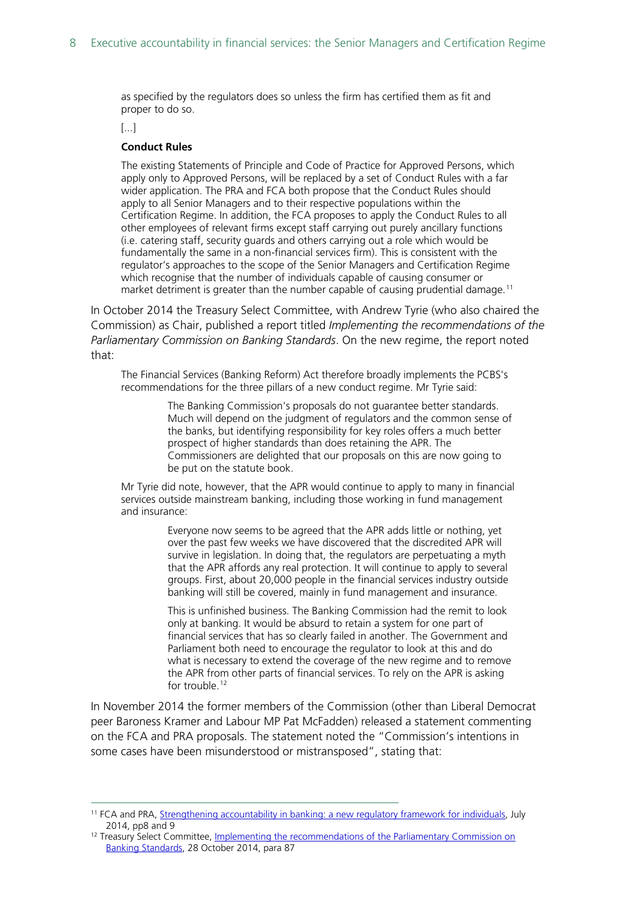> as specified by the regulators does so unless the firm has certified them as fit and proper to do so.
>
> [...]
>
> **Conduct Rules**
>
> The existing Statements of Principle and Code of Practice for Approved Persons, which apply only to Approved Persons, will be replaced by a set of Conduct Rules with a far wider application. The PRA and FCA both propose that the Conduct Rules should apply to all Senior Managers and to their respective populations within the Certification Regime. In addition, the FCA proposes to apply the Conduct Rules to all other employees of relevant firms except staff carrying out purely ancillary functions (i.e. catering staff, security guards and others carrying out a role which would be fundamentally the same in a non-financial services firm). This is consistent with the regulator's approaches to the scope of the Senior Managers and Certification Regime which recognise that the number of individuals capable of causing consumer or market detriment is greater than the number capable of causing prudential damage.[11]

In October 2014 the Treasury Select Committee, with Andrew Tyrie (who also chaired the Commission) as Chair, published a report titled *Implementing the recommendations of the Parliamentary Commission on Banking Standards*. On the new regime, the report noted that:

> The Financial Services (Banking Reform) Act therefore broadly implements the PCBS's recommendations for the three pillars of a new conduct regime. Mr Tyrie said:
>
>> The Banking Commission's proposals do not guarantee better standards. Much will depend on the judgment of regulators and the common sense of the banks, but identifying responsibility for key roles offers a much better prospect of higher standards than does retaining the APR. The Commissioners are delighted that our proposals on this are now going to be put on the statute book.
>
> Mr Tyrie did note, however, that the APR would continue to apply to many in financial services outside mainstream banking, including those working in fund management and insurance:
>
>> Everyone now seems to be agreed that the APR adds little or nothing, yet over the past few weeks we have discovered that the discredited APR will survive in legislation. In doing that, the regulators are perpetuating a myth that the APR affords any real protection. It will continue to apply to several groups. First, about 20,000 people in the financial services industry outside banking will still be covered, mainly in fund management and insurance.
>>
>> This is unfinished business. The Banking Commission had the remit to look only at banking. It would be absurd to retain a system for one part of financial services that has so clearly failed in another. The Government and Parliament both need to encourage the regulator to look at this and do what is necessary to extend the coverage of the new regime and to remove the APR from other parts of financial services. To rely on the APR is asking for trouble.[12]

In November 2014 the former members of the Commission (other than Liberal Democrat peer Baroness Kramer and Labour MP Pat McFadden) released a statement commenting on the FCA and PRA proposals. The statement noted the "Commission's intentions in some cases have been misunderstood or mistransposed", stating that:

---

[11] FCA and PRA, Strengthening accountability in banking: a new regulatory framework for individuals, July 2014, pp8 and 9

[12] Treasury Select Committee, Implementing the recommendations of the Parliamentary Commission on Banking Standards, 28 October 2014, para 87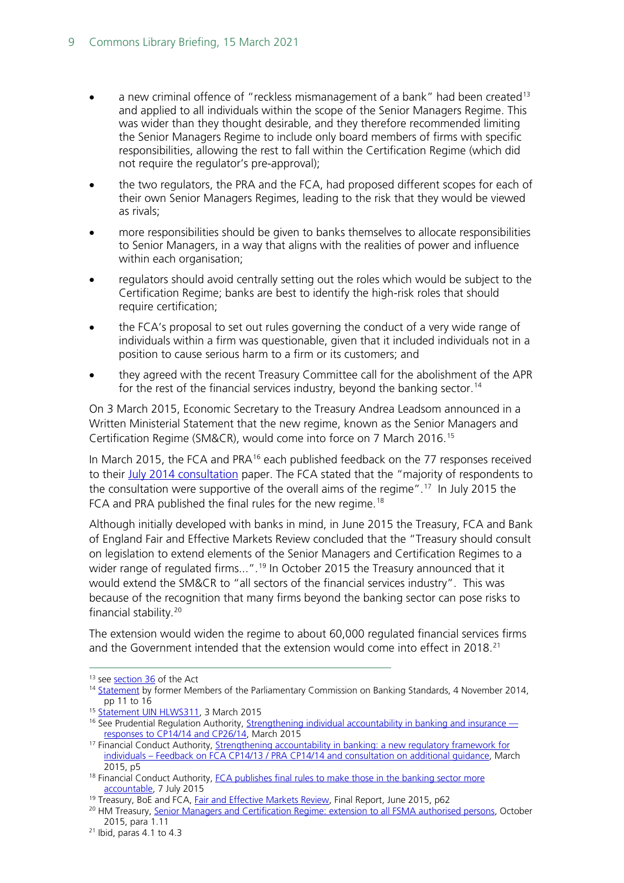- a new criminal offence of "reckless mismanagement of a bank" had been created[13] and applied to all individuals within the scope of the Senior Managers Regime. This was wider than they thought desirable, and they therefore recommended limiting the Senior Managers Regime to include only board members of firms with specific responsibilities, allowing the rest to fall within the Certification Regime (which did not require the regulator's pre-approval);
- the two regulators, the PRA and the FCA, had proposed different scopes for each of their own Senior Managers Regimes, leading to the risk that they would be viewed as rivals;
- more responsibilities should be given to banks themselves to allocate responsibilities to Senior Managers, in a way that aligns with the realities of power and influence within each organisation;
- regulators should avoid centrally setting out the roles which would be subject to the Certification Regime; banks are best to identify the high-risk roles that should require certification;
- the FCA's proposal to set out rules governing the conduct of a very wide range of individuals within a firm was questionable, given that it included individuals not in a position to cause serious harm to a firm or its customers; and
- they agreed with the recent Treasury Committee call for the abolishment of the APR for the rest of the financial services industry, beyond the banking sector.[14]

On 3 March 2015, Economic Secretary to the Treasury Andrea Leadsom announced in a Written Ministerial Statement that the new regime, known as the Senior Managers and Certification Regime (SM&CR), would come into force on 7 March 2016.[15]

In March 2015, the FCA and PRA[16] each published feedback on the 77 responses received to their July 2014 consultation paper. The FCA stated that the "majority of respondents to the consultation were supportive of the overall aims of the regime".[17] In July 2015 the FCA and PRA published the final rules for the new regime.[18]

Although initially developed with banks in mind, in June 2015 the Treasury, FCA and Bank of England Fair and Effective Markets Review concluded that the "Treasury should consult on legislation to extend elements of the Senior Managers and Certification Regimes to a wider range of regulated firms...".[19] In October 2015 the Treasury announced that it would extend the SM&CR to "all sectors of the financial services industry". This was because of the recognition that many firms beyond the banking sector can pose risks to financial stability.[20]

The extension would widen the regime to about 60,000 regulated financial services firms and the Government intended that the extension would come into effect in 2018.[21]

---

[13] see section 36 of the Act

[14] Statement by former Members of the Parliamentary Commission on Banking Standards, 4 November 2014, pp 11 to 16

[15] Statement UIN HLWS311, 3 March 2015

[16] See Prudential Regulation Authority, Strengthening individual accountability in banking and insurance — responses to CP14/14 and CP26/14, March 2015

[17] Financial Conduct Authority, Strengthening accountability in banking: a new regulatory framework for individuals – Feedback on FCA CP14/13 / PRA CP14/14 and consultation on additional guidance, March 2015, p5

[18] Financial Conduct Authority, FCA publishes final rules to make those in the banking sector more accountable, 7 July 2015

[19] Treasury, BoE and FCA, Fair and Effective Markets Review, Final Report, June 2015, p62

[20] HM Treasury, Senior Managers and Certification Regime: extension to all FSMA authorised persons, October 2015, para 1.11

[21] Ibid, paras 4.1 to 4.3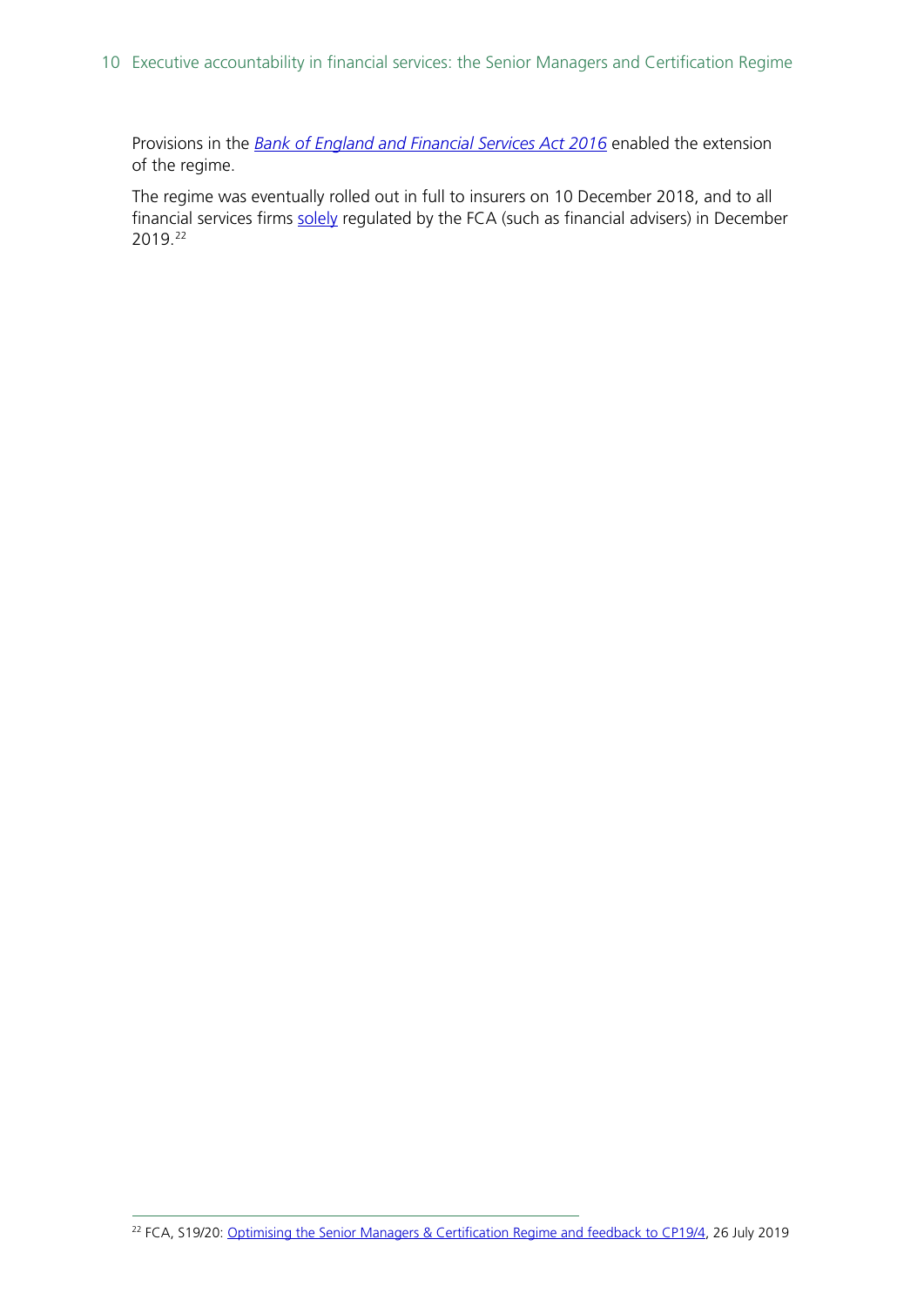Provisions in the *Bank of England and Financial Services Act 2016* enabled the extension of the regime.

The regime was eventually rolled out in full to insurers on 10 December 2018, and to all financial services firms solely regulated by the FCA (such as financial advisers) in December 2019.[22]

---

[22] FCA, S19/20: Optimising the Senior Managers & Certification Regime and feedback to CP19/4, 26 July 2019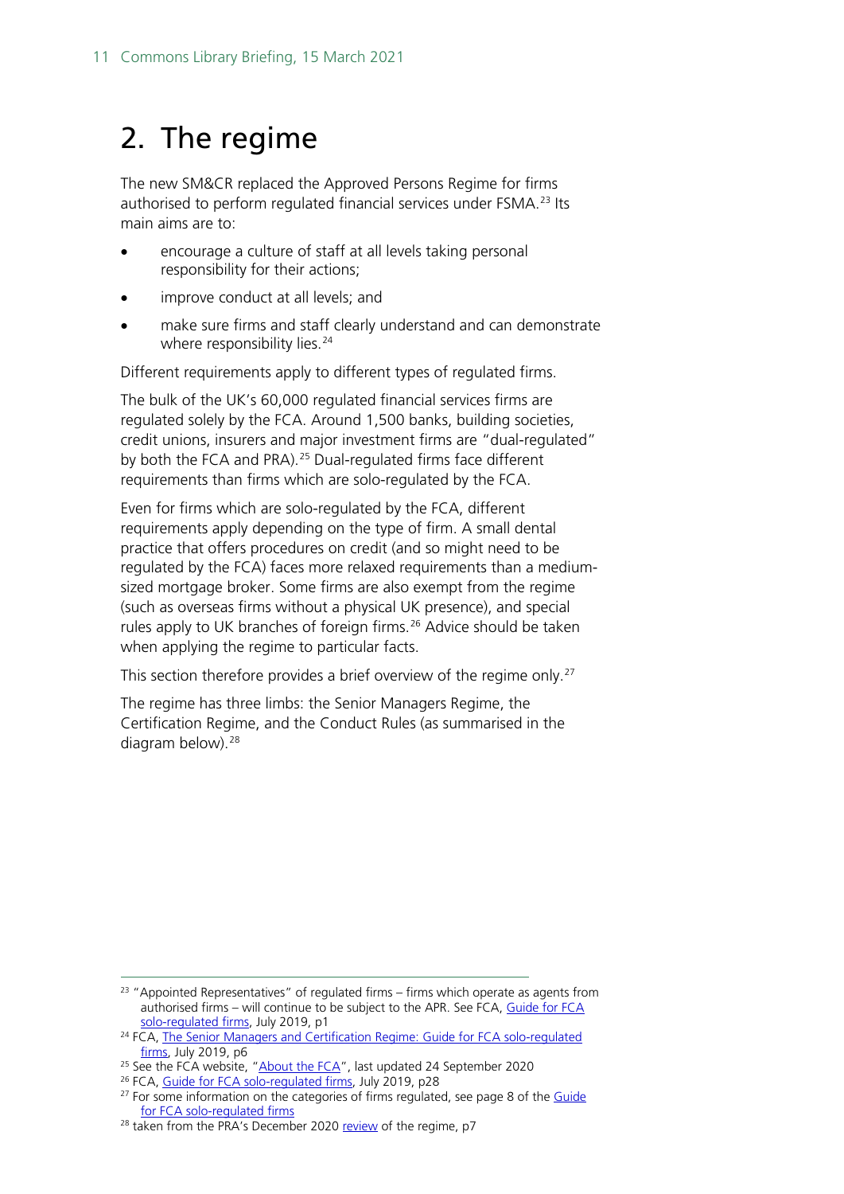# 2. The regime

The new SM&CR replaced the Approved Persons Regime for firms authorised to perform regulated financial services under FSMA.[23] Its main aims are to:

- encourage a culture of staff at all levels taking personal responsibility for their actions;
- improve conduct at all levels; and
- make sure firms and staff clearly understand and can demonstrate where responsibility lies.[24]

Different requirements apply to different types of regulated firms.

The bulk of the UK's 60,000 regulated financial services firms are regulated solely by the FCA. Around 1,500 banks, building societies, credit unions, insurers and major investment firms are "dual-regulated" by both the FCA and PRA).[25] Dual-regulated firms face different requirements than firms which are solo-regulated by the FCA.

Even for firms which are solo-regulated by the FCA, different requirements apply depending on the type of firm. A small dental practice that offers procedures on credit (and so might need to be regulated by the FCA) faces more relaxed requirements than a medium-sized mortgage broker. Some firms are also exempt from the regime (such as overseas firms without a physical UK presence), and special rules apply to UK branches of foreign firms.[26] Advice should be taken when applying the regime to particular facts.

This section therefore provides a brief overview of the regime only.[27]

The regime has three limbs: the Senior Managers Regime, the Certification Regime, and the Conduct Rules (as summarised in the diagram below).[28]

---

[23] "Appointed Representatives" of regulated firms – firms which operate as agents from authorised firms – will continue to be subject to the APR. See FCA, Guide for FCA solo-regulated firms, July 2019, p1

[24] FCA, The Senior Managers and Certification Regime: Guide for FCA solo-regulated firms, July 2019, p6

[25] See the FCA website, "About the FCA", last updated 24 September 2020

[26] FCA, Guide for FCA solo-regulated firms, July 2019, p28

[27] For some information on the categories of firms regulated, see page 8 of the Guide for FCA solo-regulated firms

[28] taken from the PRA's December 2020 review of the regime, p7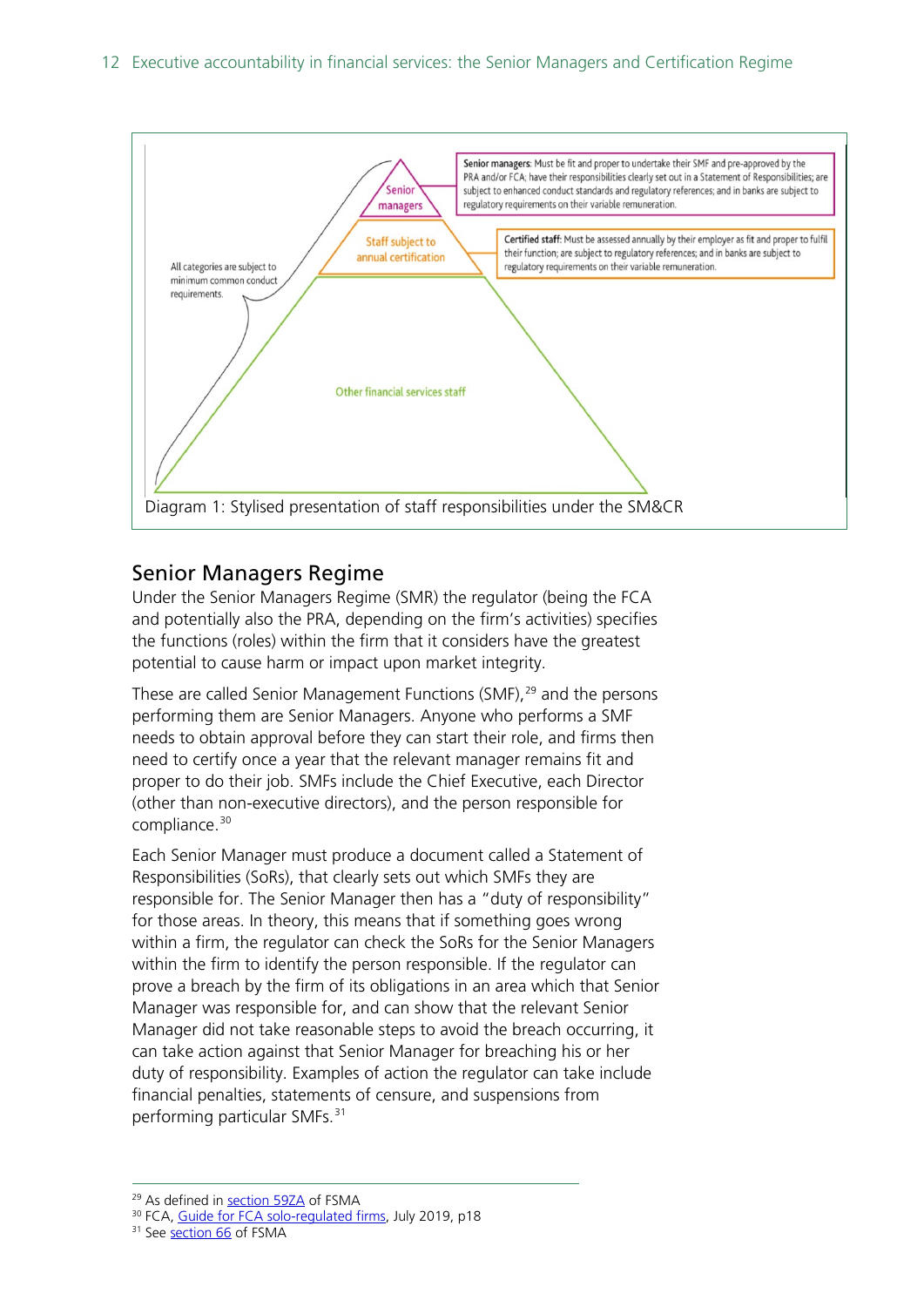Senior managers: Must be fit and proper to undertake their SMF and pre-approved by the PRA and/or FCA; have their responsibilities clearly set out in a Statement of Responsibilities; are subject to enhanced conduct standards and regulatory references; and in banks are subject to regulatory requirements on their variable remuneration.

Senior managers

Certified staff: Must be assessed annually by their employer as fit and proper to fulfil their function; are subject to regulatory references; and in banks are subject to regulatory requirements on their variable remuneration.

Staff subject to annual certification

All categories are subject to minimum common conduct requirements.

Other financial services staff

Diagram 1: Stylised presentation of staff responsibilities under the SM&CR

## Senior Managers Regime

Under the Senior Managers Regime (SMR) the regulator (being the FCA and potentially also the PRA, depending on the firm's activities) specifies the functions (roles) within the firm that it considers have the greatest potential to cause harm or impact upon market integrity.

These are called Senior Management Functions (SMF),[29] and the persons performing them are Senior Managers. Anyone who performs a SMF needs to obtain approval before they can start their role, and firms then need to certify once a year that the relevant manager remains fit and proper to do their job. SMFs include the Chief Executive, each Director (other than non-executive directors), and the person responsible for compliance.[30]

Each Senior Manager must produce a document called a Statement of Responsibilities (SoRs), that clearly sets out which SMFs they are responsible for. The Senior Manager then has a "duty of responsibility" for those areas. In theory, this means that if something goes wrong within a firm, the regulator can check the SoRs for the Senior Managers within the firm to identify the person responsible. If the regulator can prove a breach by the firm of its obligations in an area which that Senior Manager was responsible for, and can show that the relevant Senior Manager did not take reasonable steps to avoid the breach occurring, it can take action against that Senior Manager for breaching his or her duty of responsibility. Examples of action the regulator can take include financial penalties, statements of censure, and suspensions from performing particular SMFs.[31]

---

[29] As defined in section 59ZA of FSMA

[30] FCA, Guide for FCA solo-regulated firms, July 2019, p18

[31] See section 66 of FSMA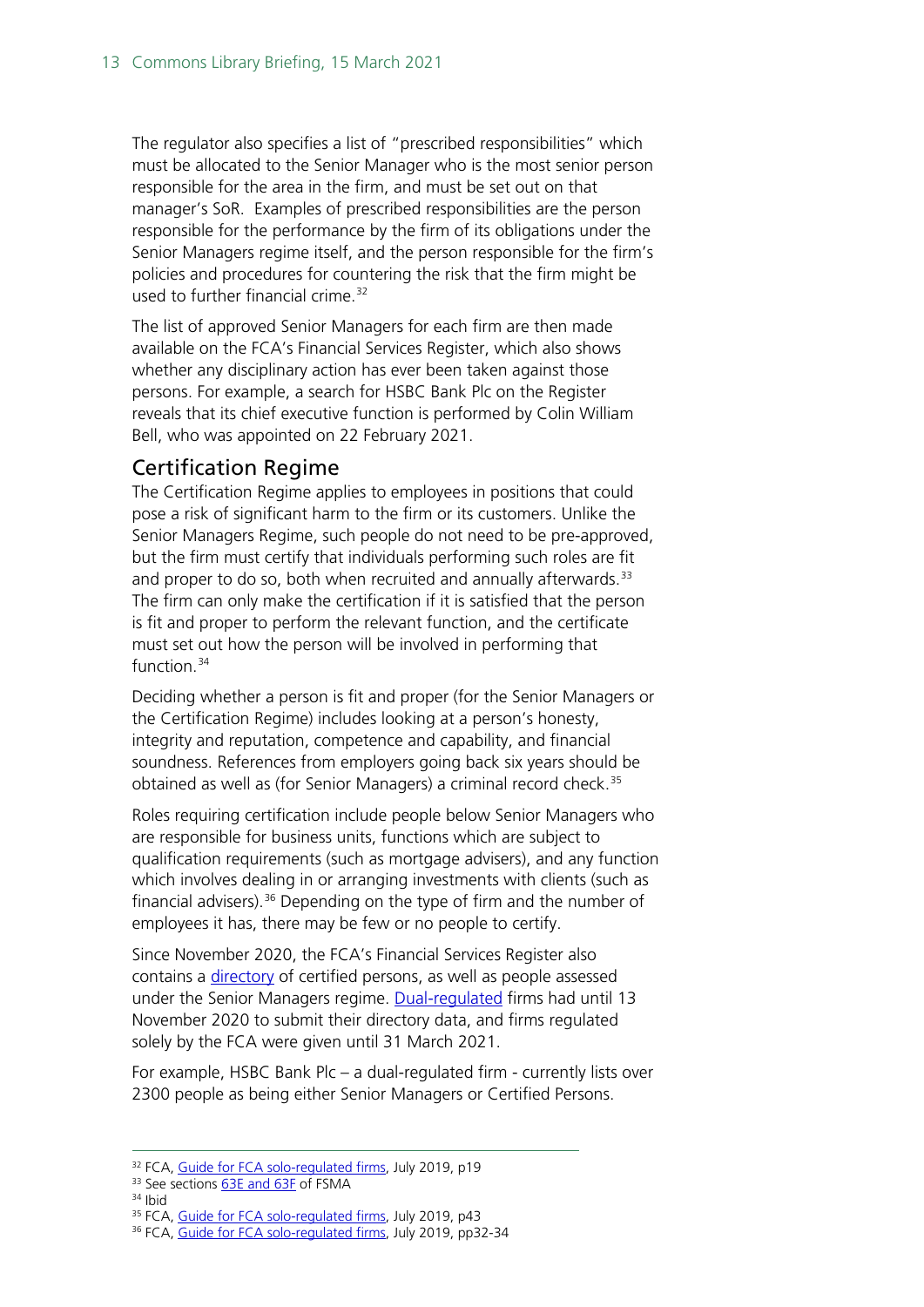The regulator also specifies a list of "prescribed responsibilities" which must be allocated to the Senior Manager who is the most senior person responsible for the area in the firm, and must be set out on that manager's SoR. Examples of prescribed responsibilities are the person responsible for the performance by the firm of its obligations under the Senior Managers regime itself, and the person responsible for the firm's policies and procedures for countering the risk that the firm might be used to further financial crime.[32]

The list of approved Senior Managers for each firm are then made available on the FCA's Financial Services Register, which also shows whether any disciplinary action has ever been taken against those persons. For example, a search for HSBC Bank Plc on the Register reveals that its chief executive function is performed by Colin William Bell, who was appointed on 22 February 2021.

## Certification Regime

The Certification Regime applies to employees in positions that could pose a risk of significant harm to the firm or its customers. Unlike the Senior Managers Regime, such people do not need to be pre-approved, but the firm must certify that individuals performing such roles are fit and proper to do so, both when recruited and annually afterwards.[33] The firm can only make the certification if it is satisfied that the person is fit and proper to perform the relevant function, and the certificate must set out how the person will be involved in performing that function.[34]

Deciding whether a person is fit and proper (for the Senior Managers or the Certification Regime) includes looking at a person's honesty, integrity and reputation, competence and capability, and financial soundness. References from employers going back six years should be obtained as well as (for Senior Managers) a criminal record check.[35]

Roles requiring certification include people below Senior Managers who are responsible for business units, functions which are subject to qualification requirements (such as mortgage advisers), and any function which involves dealing in or arranging investments with clients (such as financial advisers).[36] Depending on the type of firm and the number of employees it has, there may be few or no people to certify.

Since November 2020, the FCA's Financial Services Register also contains a directory of certified persons, as well as people assessed under the Senior Managers regime. Dual-regulated firms had until 13 November 2020 to submit their directory data, and firms regulated solely by the FCA were given until 31 March 2021.

For example, HSBC Bank Plc – a dual-regulated firm - currently lists over 2300 people as being either Senior Managers or Certified Persons.

---

[32] FCA, Guide for FCA solo-regulated firms, July 2019, p19

[33] See sections 63E and 63F of FSMA

[34] Ibid

[35] FCA, Guide for FCA solo-regulated firms, July 2019, p43

[36] FCA, Guide for FCA solo-regulated firms, July 2019, pp32-34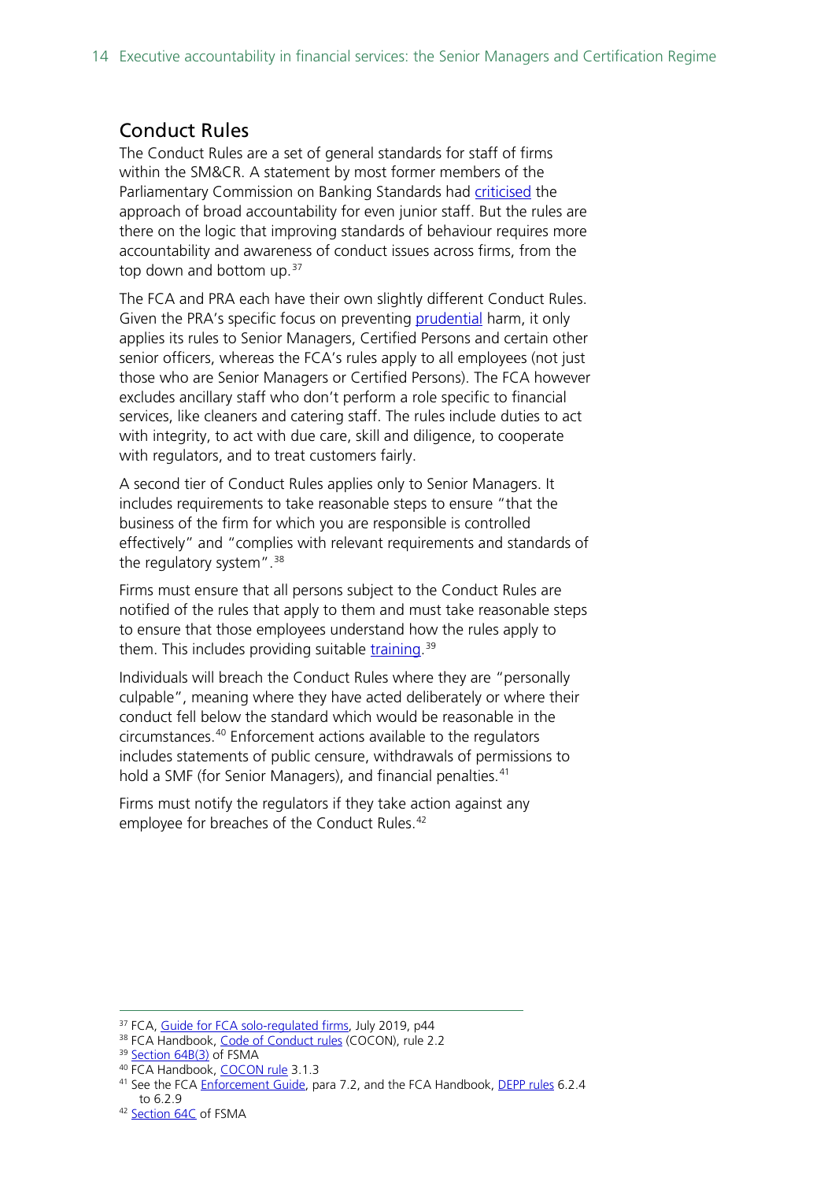## Conduct Rules

The Conduct Rules are a set of general standards for staff of firms within the SM&CR. A statement by most former members of the Parliamentary Commission on Banking Standards had criticised the approach of broad accountability for even junior staff. But the rules are there on the logic that improving standards of behaviour requires more accountability and awareness of conduct issues across firms, from the top down and bottom up.[37]

The FCA and PRA each have their own slightly different Conduct Rules. Given the PRA's specific focus on preventing prudential harm, it only applies its rules to Senior Managers, Certified Persons and certain other senior officers, whereas the FCA's rules apply to all employees (not just those who are Senior Managers or Certified Persons). The FCA however excludes ancillary staff who don't perform a role specific to financial services, like cleaners and catering staff. The rules include duties to act with integrity, to act with due care, skill and diligence, to cooperate with regulators, and to treat customers fairly.

A second tier of Conduct Rules applies only to Senior Managers. It includes requirements to take reasonable steps to ensure "that the business of the firm for which you are responsible is controlled effectively" and "complies with relevant requirements and standards of the regulatory system".[38]

Firms must ensure that all persons subject to the Conduct Rules are notified of the rules that apply to them and must take reasonable steps to ensure that those employees understand how the rules apply to them. This includes providing suitable training.[39]

Individuals will breach the Conduct Rules where they are "personally culpable", meaning where they have acted deliberately or where their conduct fell below the standard which would be reasonable in the circumstances.[40] Enforcement actions available to the regulators includes statements of public censure, withdrawals of permissions to hold a SMF (for Senior Managers), and financial penalties.[41]

Firms must notify the regulators if they take action against any employee for breaches of the Conduct Rules.[42]

---

[37] FCA, Guide for FCA solo-regulated firms, July 2019, p44

[38] FCA Handbook, Code of Conduct rules (COCON), rule 2.2

[39] Section 64B(3) of FSMA

[40] FCA Handbook, COCON rule 3.1.3

[41] See the FCA Enforcement Guide, para 7.2, and the FCA Handbook, DEPP rules 6.2.4 to 6.2.9

[42] Section 64C of FSMA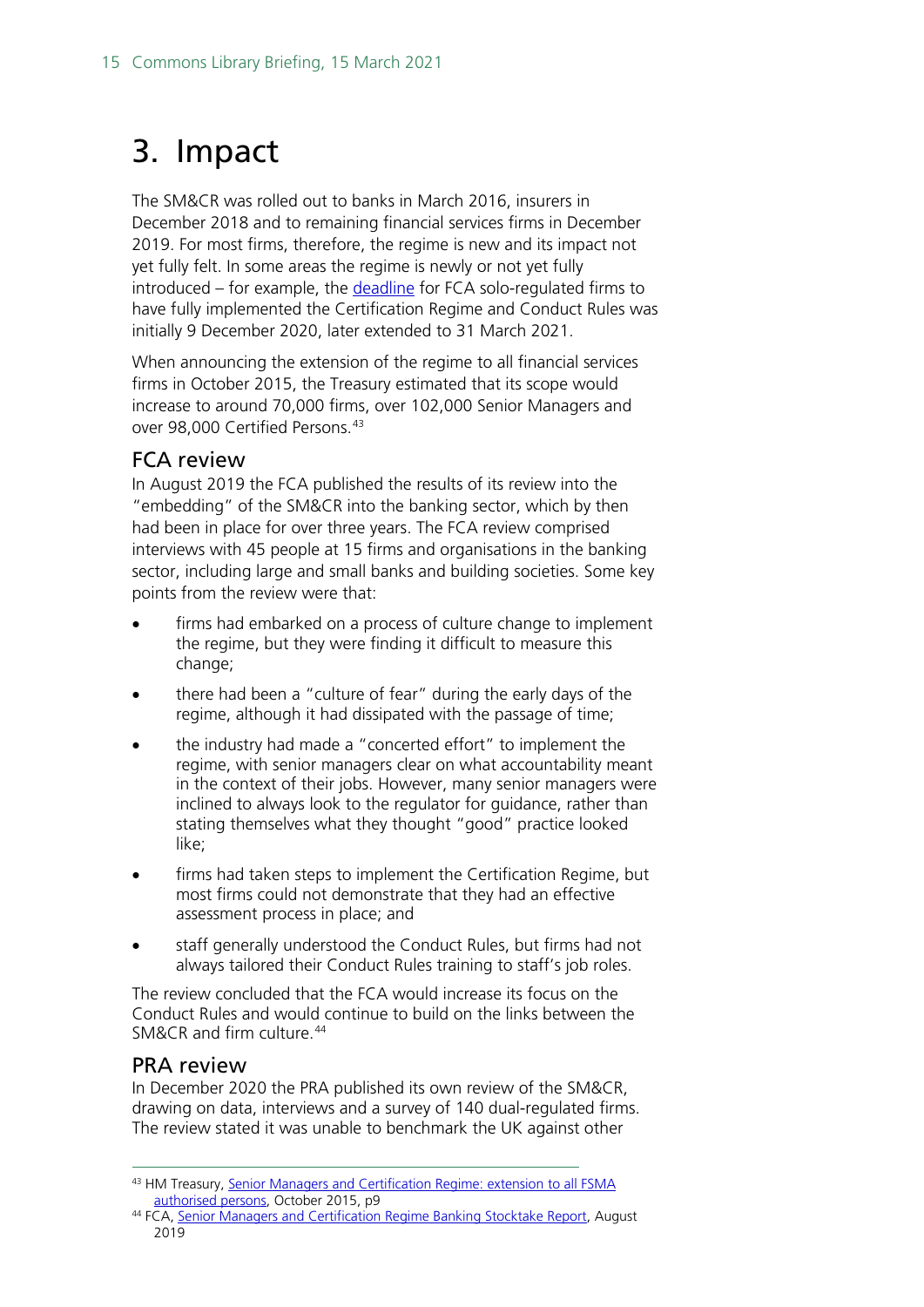# 3. Impact

The SM&CR was rolled out to banks in March 2016, insurers in December 2018 and to remaining financial services firms in December 2019. For most firms, therefore, the regime is new and its impact not yet fully felt. In some areas the regime is newly or not yet fully introduced – for example, the deadline for FCA solo-regulated firms to have fully implemented the Certification Regime and Conduct Rules was initially 9 December 2020, later extended to 31 March 2021.

When announcing the extension of the regime to all financial services firms in October 2015, the Treasury estimated that its scope would increase to around 70,000 firms, over 102,000 Senior Managers and over 98,000 Certified Persons.[43]

## FCA review

In August 2019 the FCA published the results of its review into the "embedding" of the SM&CR into the banking sector, which by then had been in place for over three years. The FCA review comprised interviews with 45 people at 15 firms and organisations in the banking sector, including large and small banks and building societies. Some key points from the review were that:

- firms had embarked on a process of culture change to implement the regime, but they were finding it difficult to measure this change;
- there had been a "culture of fear" during the early days of the regime, although it had dissipated with the passage of time;
- the industry had made a "concerted effort" to implement the regime, with senior managers clear on what accountability meant in the context of their jobs. However, many senior managers were inclined to always look to the regulator for guidance, rather than stating themselves what they thought "good" practice looked like;
- firms had taken steps to implement the Certification Regime, but most firms could not demonstrate that they had an effective assessment process in place; and
- staff generally understood the Conduct Rules, but firms had not always tailored their Conduct Rules training to staff's job roles.

The review concluded that the FCA would increase its focus on the Conduct Rules and would continue to build on the links between the SM&CR and firm culture.[44]

## PRA review

In December 2020 the PRA published its own review of the SM&CR, drawing on data, interviews and a survey of 140 dual-regulated firms. The review stated it was unable to benchmark the UK against other

---

[43] HM Treasury, Senior Managers and Certification Regime: extension to all FSMA authorised persons, October 2015, p9

[44] FCA, Senior Managers and Certification Regime Banking Stocktake Report, August 2019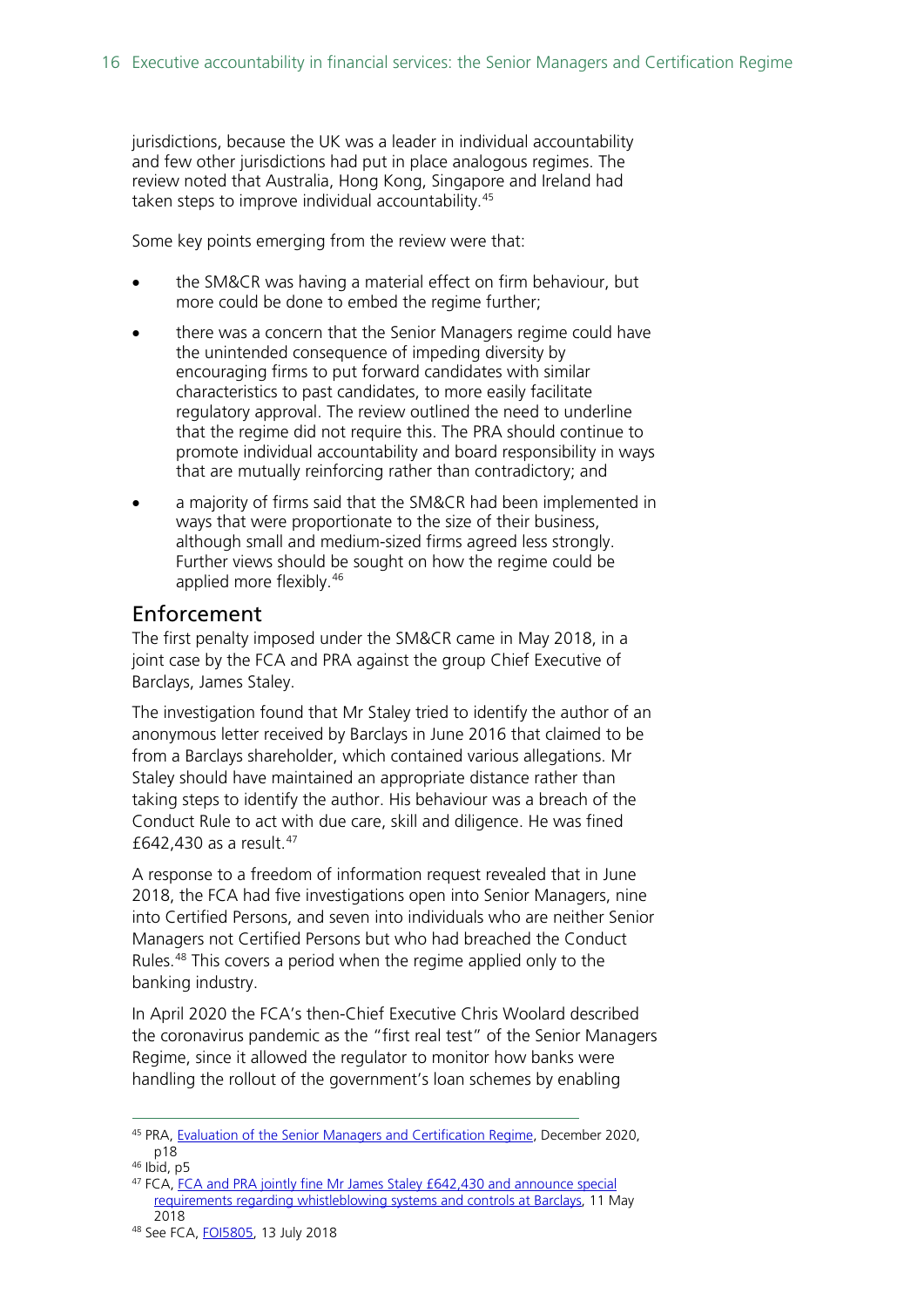jurisdictions, because the UK was a leader in individual accountability and few other jurisdictions had put in place analogous regimes. The review noted that Australia, Hong Kong, Singapore and Ireland had taken steps to improve individual accountability.[45]

Some key points emerging from the review were that:

- the SM&CR was having a material effect on firm behaviour, but more could be done to embed the regime further;
- there was a concern that the Senior Managers regime could have the unintended consequence of impeding diversity by encouraging firms to put forward candidates with similar characteristics to past candidates, to more easily facilitate regulatory approval. The review outlined the need to underline that the regime did not require this. The PRA should continue to promote individual accountability and board responsibility in ways that are mutually reinforcing rather than contradictory; and
- a majority of firms said that the SM&CR had been implemented in ways that were proportionate to the size of their business, although small and medium-sized firms agreed less strongly. Further views should be sought on how the regime could be applied more flexibly.[46]

## Enforcement

The first penalty imposed under the SM&CR came in May 2018, in a joint case by the FCA and PRA against the group Chief Executive of Barclays, James Staley.

The investigation found that Mr Staley tried to identify the author of an anonymous letter received by Barclays in June 2016 that claimed to be from a Barclays shareholder, which contained various allegations. Mr Staley should have maintained an appropriate distance rather than taking steps to identify the author. His behaviour was a breach of the Conduct Rule to act with due care, skill and diligence. He was fined £642,430 as a result.[47]

A response to a freedom of information request revealed that in June 2018, the FCA had five investigations open into Senior Managers, nine into Certified Persons, and seven into individuals who are neither Senior Managers not Certified Persons but who had breached the Conduct Rules.[48] This covers a period when the regime applied only to the banking industry.

In April 2020 the FCA's then-Chief Executive Chris Woolard described the coronavirus pandemic as the "first real test" of the Senior Managers Regime, since it allowed the regulator to monitor how banks were handling the rollout of the government's loan schemes by enabling

---

[45] PRA, Evaluation of the Senior Managers and Certification Regime, December 2020, p18

[46] Ibid, p5

[47] FCA, FCA and PRA jointly fine Mr James Staley £642,430 and announce special requirements regarding whistleblowing systems and controls at Barclays, 11 May 2018

[48] See FCA, FOI5805, 13 July 2018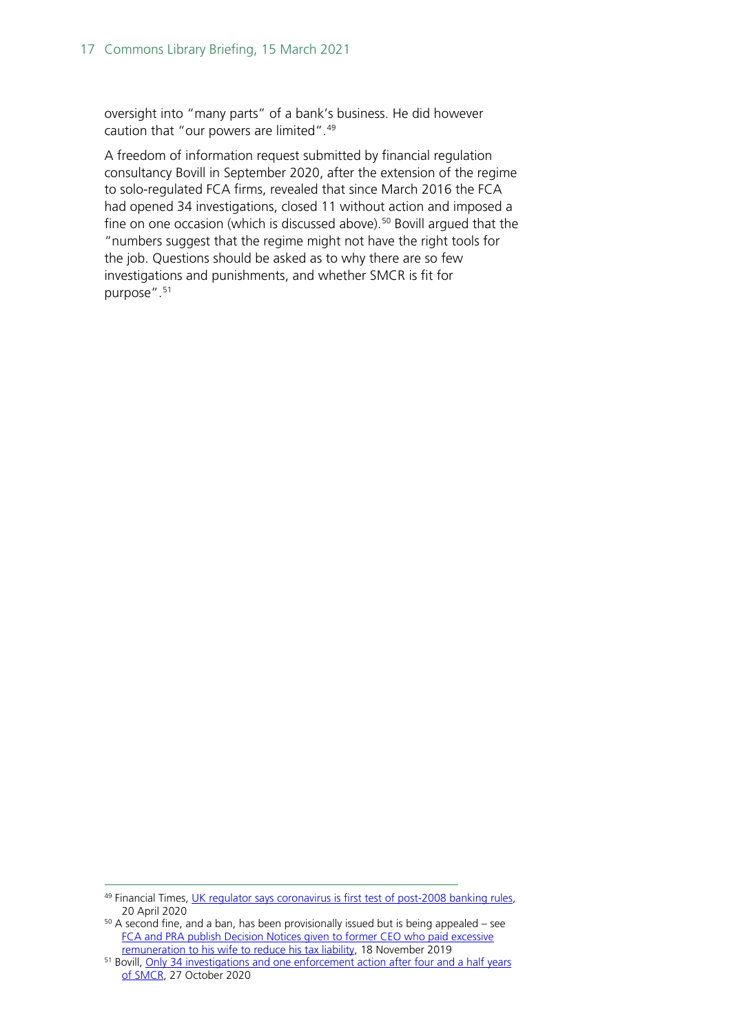oversight into "many parts" of a bank's business. He did however caution that "our powers are limited".[49]

A freedom of information request submitted by financial regulation consultancy Bovill in September 2020, after the extension of the regime to solo-regulated FCA firms, revealed that since March 2016 the FCA had opened 34 investigations, closed 11 without action and imposed a fine on one occasion (which is discussed above).[50] Bovill argued that the "numbers suggest that the regime might not have the right tools for the job. Questions should be asked as to why there are so few investigations and punishments, and whether SMCR is fit for purpose".[51]

---

[49] Financial Times, UK regulator says coronavirus is first test of post-2008 banking rules, 20 April 2020

[50] A second fine, and a ban, has been provisionally issued but is being appealed – see FCA and PRA publish Decision Notices given to former CEO who paid excessive remuneration to his wife to reduce his tax liability, 18 November 2019

[51] Bovill, Only 34 investigations and one enforcement action after four and a half years of SMCR, 27 October 2020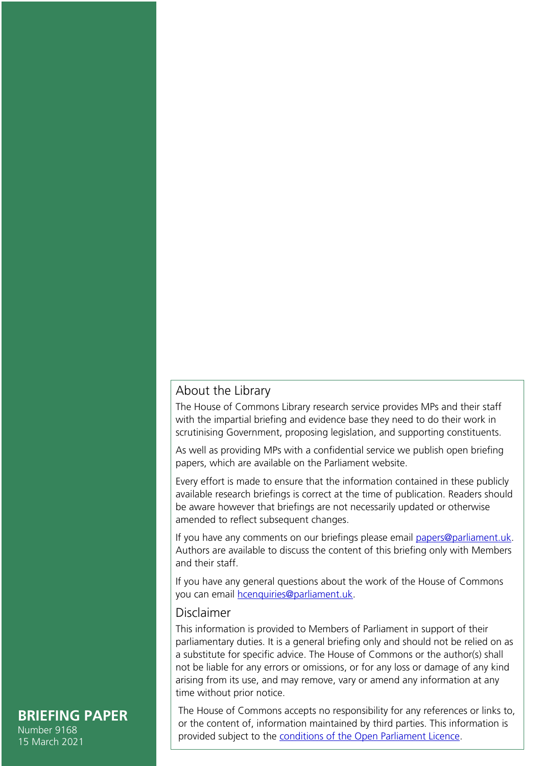## About the Library

The House of Commons Library research service provides MPs and their staff with the impartial briefing and evidence base they need to do their work in scrutinising Government, proposing legislation, and supporting constituents.

As well as providing MPs with a confidential service we publish open briefing papers, which are available on the Parliament website.

Every effort is made to ensure that the information contained in these publicly available research briefings is correct at the time of publication. Readers should be aware however that briefings are not necessarily updated or otherwise amended to reflect subsequent changes.

If you have any comments on our briefings please email papers@parliament.uk. Authors are available to discuss the content of this briefing only with Members and their staff.

If you have any general questions about the work of the House of Commons you can email hcenquiries@parliament.uk.

## Disclaimer

This information is provided to Members of Parliament in support of their parliamentary duties. It is a general briefing only and should not be relied on as a substitute for specific advice. The House of Commons or the author(s) shall not be liable for any errors or omissions, or for any loss or damage of any kind arising from its use, and may remove, vary or amend any information at any time without prior notice.

The House of Commons accepts no responsibility for any references or links to, or the content of, information maintained by third parties. This information is provided subject to the conditions of the Open Parliament Licence.

**BRIEFING PAPER**
Number 9168
15 March 2021